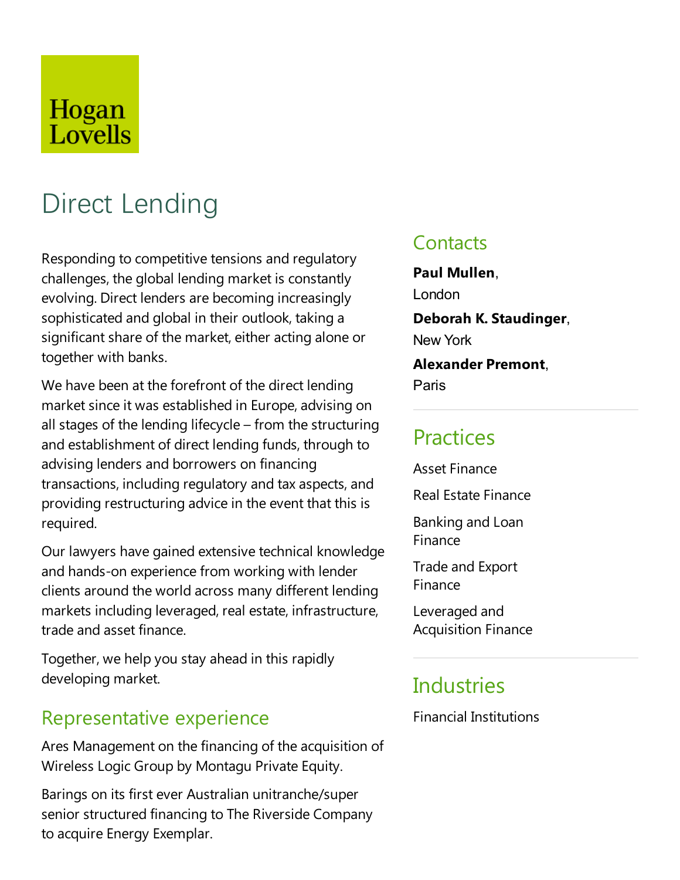Hogan Lovells

# Direct Lending

Responding to competitive tensions and regulatory challenges, the global lending market is constantly evolving. Direct lenders are becoming increasingly sophisticated and global in their outlook, taking a significant share of the market, either acting alone or together with banks.

We have been at the forefront of the direct lending market since it was established in Europe, advising on all stages of the lending lifecycle – from the structuring and establishment of direct lending funds, through to advising lenders and borrowers on financing transactions, including regulatory and tax aspects, and providing restructuring advice in the event that this is required.

Our lawyers have gained extensive technical knowledge and hands-on experience from working with lender clients around the world across many different lending markets including leveraged, real estate, infrastructure, trade and asset finance.

Together, we help you stay ahead in this rapidly developing market.

## Representative experience

Ares Management on the financing of the acquisition of Wireless Logic Group by Montagu Private Equity.

Barings on its first ever Australian unitranche/super senior structured financing to The Riverside Company to acquire Energy Exemplar.

## Contacts

**Paul Mullen**, London

**Deborah K. Staudinger**, New York

**Alexander Premont**, Paris

## Practices

Asset Finance

Real Estate Finance

Banking and Loan Finance

Trade and Export Finance

Leveraged and Acquisition Finance

## Industries

Financial Institutions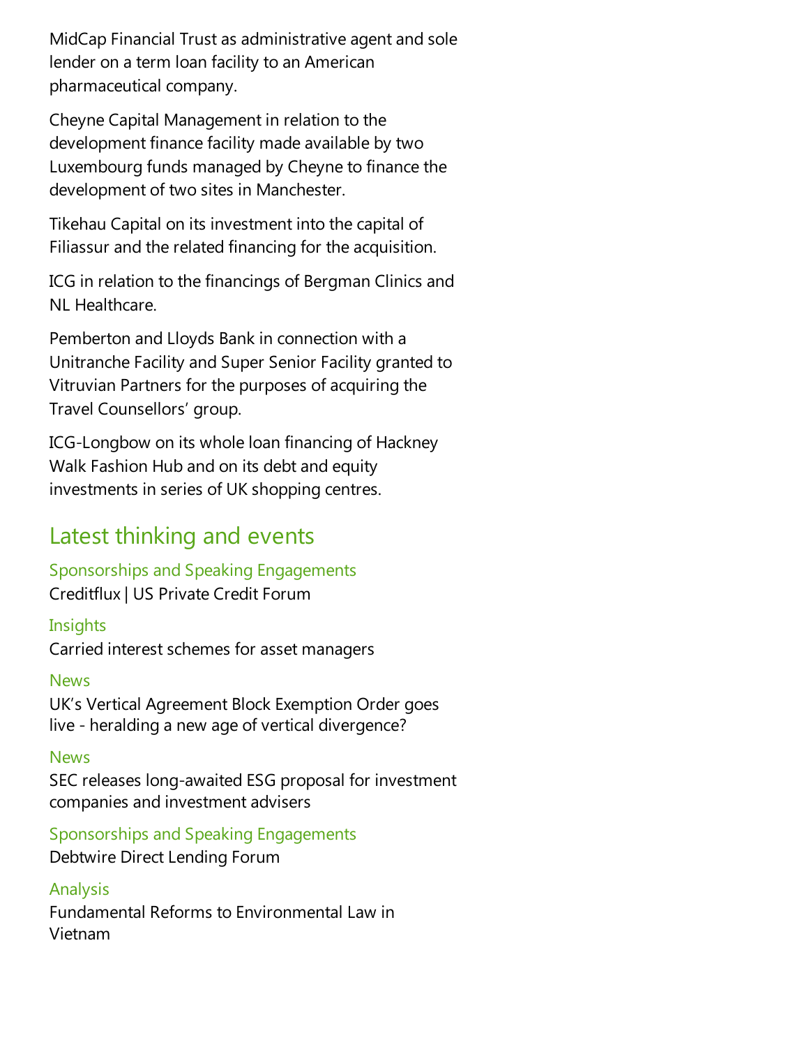MidCap Financial Trust as administrative agent and sole lender on a term loan facility to an American pharmaceutical company.

Cheyne Capital Management in relation to the development finance facility made available by two Luxembourg funds managed by Cheyne to finance the development of two sites in Manchester.

Tikehau Capital on its investment into the capital of Filiassur and the related financing for the acquisition.

ICG in relation to the financings of Bergman Clinics and NL Healthcare.

Pemberton and Lloyds Bank in connection with a Unitranche Facility and Super Senior Facility granted to Vitruvian Partners for the purposes of acquiring the Travel Counsellors' group.

ICG-Longbow on its whole loan financing of Hackney Walk Fashion Hub and on its debt and equity investments in series of UK shopping centres.

## Latest thinking and events

### Sponsorships and Speaking Engagements

Creditflux | US Private Credit Forum

### Insights

Carried interest schemes for asset managers

### News

UK's Vertical Agreement Block Exemption Order goes live - heralding a new age of vertical divergence?

### News

SEC releases long-awaited ESG proposal for investment companies and investment advisers

### Sponsorships and Speaking Engagements

Debtwire Direct Lending Forum

### Analysis

Fundamental Reforms to Environmental Law in Vietnam